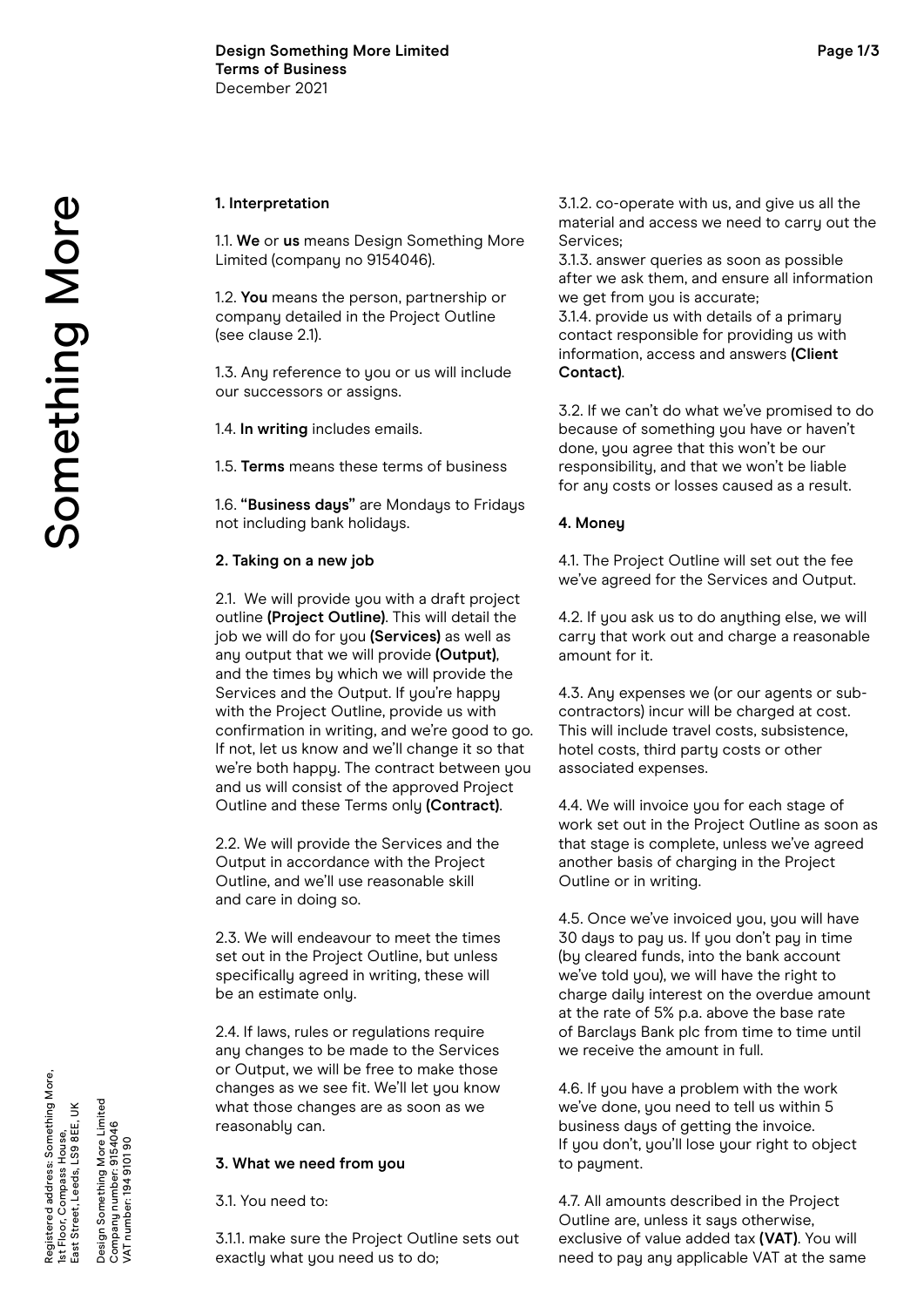**Design Something More Limited**
**Terms of Business**
December 2021

### 1. Interpretation

1.1. **We** or **us** means Design Something More Limited (company no 9154046).

1.2. **You** means the person, partnership or company detailed in the Project Outline (see clause 2.1).

1.3. Any reference to you or us will include our successors or assigns.

1.4. **In writing** includes emails.

1.5. **Terms** means these terms of business

1.6. **"Business days"** are Mondays to Fridays not including bank holidays.

### 2. Taking on a new job

2.1. We will provide you with a draft project outline **(Project Outline)**. This will detail the job we will do for you **(Services)** as well as any output that we will provide **(Output)**, and the times by which we will provide the Services and the Output. If you're happy with the Project Outline, provide us with confirmation in writing, and we're good to go. If not, let us know and we'll change it so that we're both happy. The contract between you and us will consist of the approved Project Outline and these Terms only **(Contract)**.

2.2. We will provide the Services and the Output in accordance with the Project Outline, and we'll use reasonable skill and care in doing so.

2.3. We will endeavour to meet the times set out in the Project Outline, but unless specifically agreed in writing, these will be an estimate only.

2.4. If laws, rules or regulations require any changes to be made to the Services or Output, we will be free to make those changes as we see fit. We'll let you know what those changes are as soon as we reasonably can.

### 3. What we need from you

3.1. You need to:

3.1.1. make sure the Project Outline sets out exactly what you need us to do;
3.1.2. co-operate with us, and give us all the material and access we need to carry out the Services;
3.1.3. answer queries as soon as possible after we ask them, and ensure all information we get from you is accurate;
3.1.4. provide us with details of a primary contact responsible for providing us with information, access and answers **(Client Contact)**.

3.2. If we can't do what we've promised to do because of something you have or haven't done, you agree that this won't be our responsibility, and that we won't be liable for any costs or losses caused as a result.

### 4. Money

4.1. The Project Outline will set out the fee we've agreed for the Services and Output.

4.2. If you ask us to do anything else, we will carry that work out and charge a reasonable amount for it.

4.3. Any expenses we (or our agents or sub-contractors) incur will be charged at cost. This will include travel costs, subsistence, hotel costs, third party costs or other associated expenses.

4.4. We will invoice you for each stage of work set out in the Project Outline as soon as that stage is complete, unless we've agreed another basis of charging in the Project Outline or in writing.

4.5. Once we've invoiced you, you will have 30 days to pay us. If you don't pay in time (by cleared funds, into the bank account we've told you), we will have the right to charge daily interest on the overdue amount at the rate of 5% p.a. above the base rate of Barclays Bank plc from time to time until we receive the amount in full.

4.6. If you have a problem with the work we've done, you need to tell us within 5 business days of getting the invoice. If you don't, you'll lose your right to object to payment.

4.7. All amounts described in the Project Outline are, unless it says otherwise, exclusive of value added tax **(VAT)**. You will need to pay any applicable VAT at the same

Something More

Registered address: Something More, 1st Floor, Compass House, East Street, Leeds, LS9 8EE, UK

Design Something More Limited
Company number: 9154046
VAT number: 194 9101 90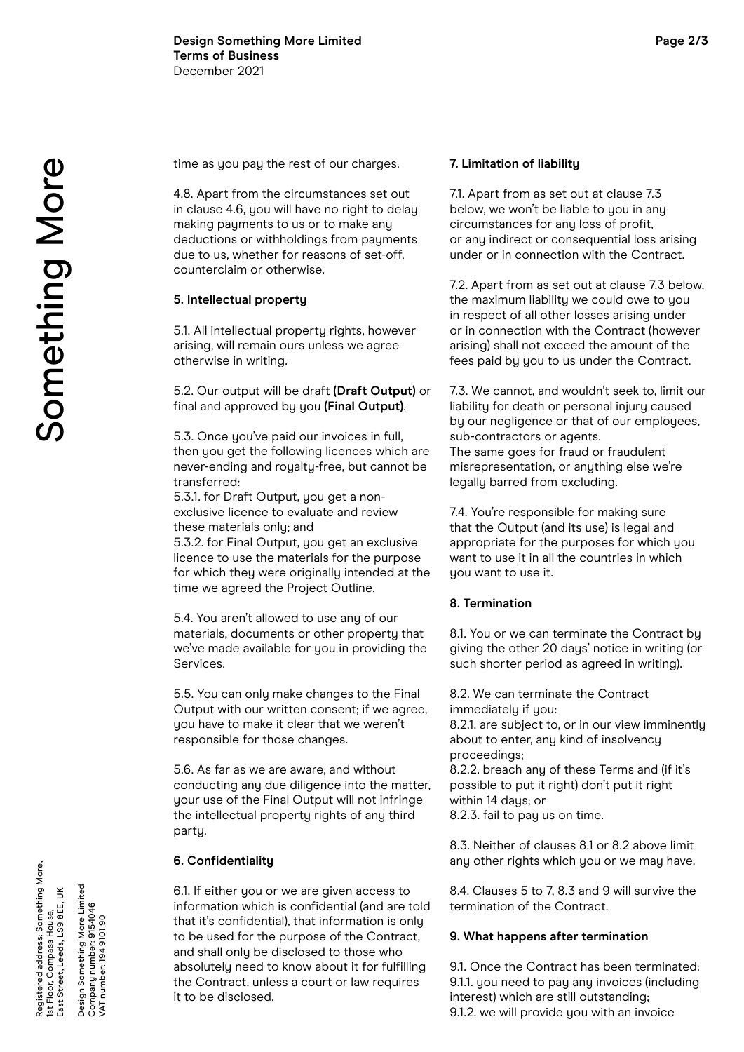time as you pay the rest of our charges.

4.8. Apart from the circumstances set out in clause 4.6, you will have no right to delay making payments to us or to make any deductions or withholdings from payments due to us, whether for reasons of set-off, counterclaim or otherwise.

**5. Intellectual property**

5.1. All intellectual property rights, however arising, will remain ours unless we agree otherwise in writing.

5.2. Our output will be draft **(Draft Output)** or final and approved by you **(Final Output)**.

5.3. Once you've paid our invoices in full, then you get the following licences which are never-ending and royalty-free, but cannot be transferred:
5.3.1. for Draft Output, you get a non-exclusive licence to evaluate and review these materials only; and
5.3.2. for Final Output, you get an exclusive licence to use the materials for the purpose for which they were originally intended at the time we agreed the Project Outline.

5.4. You aren't allowed to use any of our materials, documents or other property that we've made available for you in providing the Services.

5.5. You can only make changes to the Final Output with our written consent; if we agree, you have to make it clear that we weren't responsible for those changes.

5.6. As far as we are aware, and without conducting any due diligence into the matter, your use of the Final Output will not infringe the intellectual property rights of any third party.

**6. Confidentiality**

6.1. If either you or we are given access to information which is confidential (and are told that it's confidential), that information is only to be used for the purpose of the Contract, and shall only be disclosed to those who absolutely need to know about it for fulfilling the Contract, unless a court or law requires it to be disclosed.

**7. Limitation of liability**

7.1. Apart from as set out at clause 7.3 below, we won't be liable to you in any circumstances for any loss of profit, or any indirect or consequential loss arising under or in connection with the Contract.

7.2. Apart from as set out at clause 7.3 below, the maximum liability we could owe to you in respect of all other losses arising under or in connection with the Contract (however arising) shall not exceed the amount of the fees paid by you to us under the Contract.

7.3. We cannot, and wouldn't seek to, limit our liability for death or personal injury caused by our negligence or that of our employees, sub-contractors or agents.
The same goes for fraud or fraudulent misrepresentation, or anything else we're legally barred from excluding.

7.4. You're responsible for making sure that the Output (and its use) is legal and appropriate for the purposes for which you want to use it in all the countries in which you want to use it.

**8. Termination**

8.1. You or we can terminate the Contract by giving the other 20 days' notice in writing (or such shorter period as agreed in writing).

8.2. We can terminate the Contract immediately if you:
8.2.1. are subject to, or in our view imminently about to enter, any kind of insolvency proceedings;
8.2.2. breach any of these Terms and (if it's possible to put it right) don't put it right within 14 days; or
8.2.3. fail to pay us on time.

8.3. Neither of clauses 8.1 or 8.2 above limit any other rights which you or we may have.

8.4. Clauses 5 to 7, 8.3 and 9 will survive the termination of the Contract.

**9. What happens after termination**

9.1. Once the Contract has been terminated:
9.1.1. you need to pay any invoices (including interest) which are still outstanding;
9.1.2. we will provide you with an invoice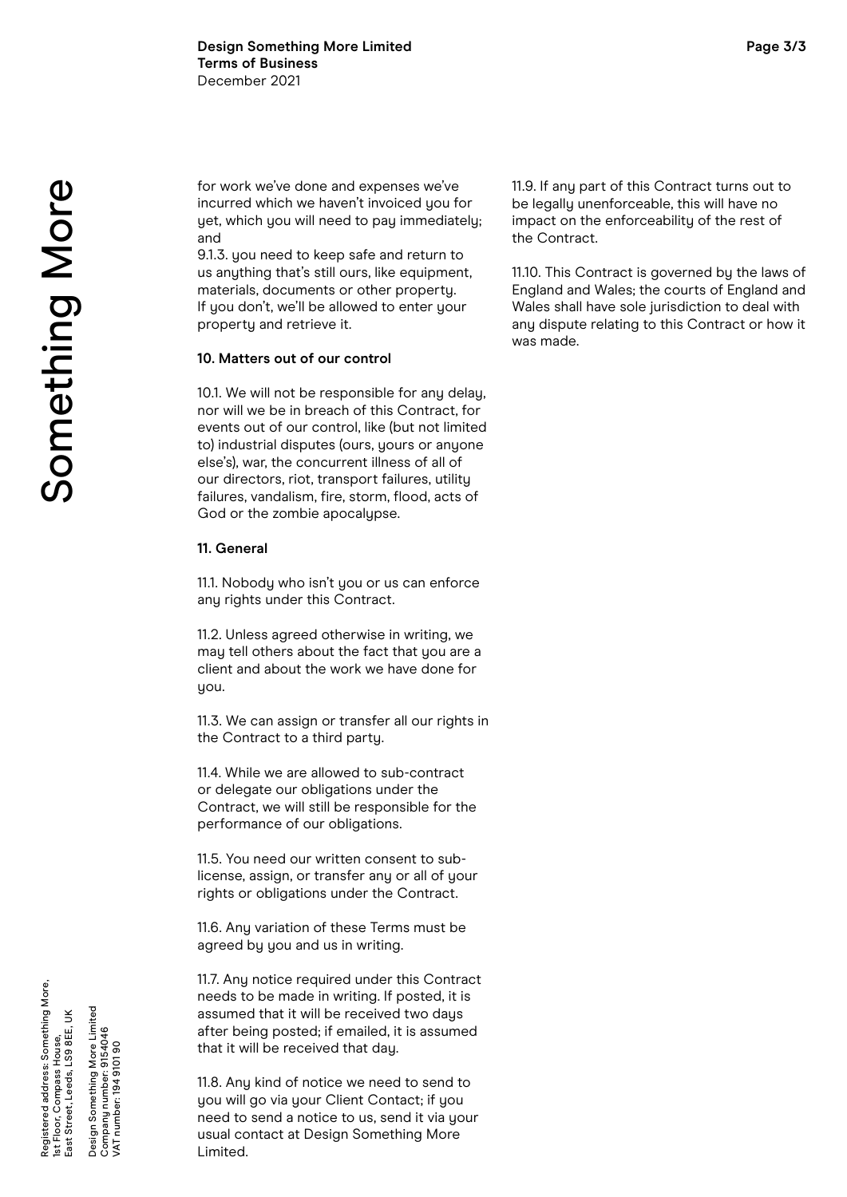for work we've done and expenses we've incurred which we haven't invoiced you for yet, which you will need to pay immediately; and

9.1.3. you need to keep safe and return to us anything that's still ours, like equipment, materials, documents or other property. If you don't, we'll be allowed to enter your property and retrieve it.

**10. Matters out of our control**

10.1. We will not be responsible for any delay, nor will we be in breach of this Contract, for events out of our control, like (but not limited to) industrial disputes (ours, yours or anyone else's), war, the concurrent illness of all of our directors, riot, transport failures, utility failures, vandalism, fire, storm, flood, acts of God or the zombie apocalypse.

**11. General**

11.1. Nobody who isn't you or us can enforce any rights under this Contract.

11.2. Unless agreed otherwise in writing, we may tell others about the fact that you are a client and about the work we have done for you.

11.3. We can assign or transfer all our rights in the Contract to a third party.

11.4. While we are allowed to sub-contract or delegate our obligations under the Contract, we will still be responsible for the performance of our obligations.

11.5. You need our written consent to sub-license, assign, or transfer any or all of your rights or obligations under the Contract.

11.6. Any variation of these Terms must be agreed by you and us in writing.

11.7. Any notice required under this Contract needs to be made in writing. If posted, it is assumed that it will be received two days after being posted; if emailed, it is assumed that it will be received that day.

11.8. Any kind of notice we need to send to you will go via your Client Contact; if you need to send a notice to us, send it via your usual contact at Design Something More Limited.

11.9. If any part of this Contract turns out to be legally unenforceable, this will have no impact on the enforceability of the rest of the Contract.

11.10. This Contract is governed by the laws of England and Wales; the courts of England and Wales shall have sole jurisdiction to deal with any dispute relating to this Contract or how it was made.